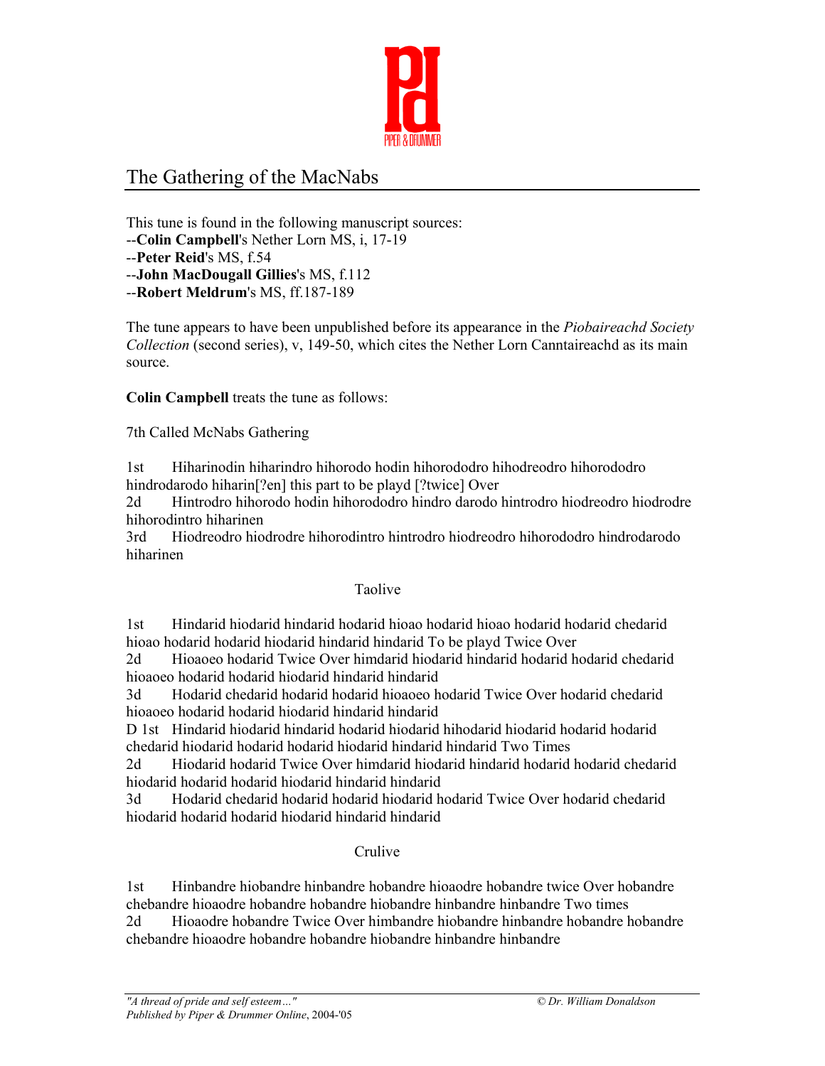# The Gathering of the MacNabs

This tune is found in the following manuscript sources:
--**Colin Campbell**'s Nether Lorn MS, i, 17-19
--**Peter Reid**'s MS, f.54
--**John MacDougall Gillies**'s MS, f.112
--**Robert Meldrum**'s MS, ff.187-189

The tune appears to have been unpublished before its appearance in the *Piobaireachd Society Collection* (second series), v, 149-50, which cites the Nether Lorn Canntaireachd as its main source.

**Colin Campbell** treats the tune as follows:

7th Called McNabs Gathering

1st Hiharinodin hiharindro hihorodo hodin hihorododro hihodreodro hihorododro hindrodarodo hiharin[?en] this part to be playd [?twice] Over
2d Hintrodro hihorodo hodin hihorododro hindro darodo hintrodro hiodreodro hiodrodre hihorodintro hiharinen
3rd Hiodreodro hiodrodre hihorodintro hintrodro hiodreodro hihorododro hindrodarodo hiharinen

Taolive

1st Hindarid hiodarid hindarid hodarid hioao hodarid hioao hodarid hodarid chedarid hioao hodarid hodarid hiodarid hindarid hindarid To be playd Twice Over
2d Hioaoeo hodarid Twice Over himdarid hiodarid hindarid hodarid hodarid chedarid hioaoeo hodarid hodarid hiodarid hindarid hindarid
3d Hodarid chedarid hodarid hodarid hioaoeo hodarid Twice Over hodarid chedarid hioaoeo hodarid hodarid hiodarid hindarid hindarid
D 1st Hindarid hiodarid hindarid hodarid hiodarid hihodarid hiodarid hodarid hodarid chedarid hiodarid hodarid hodarid hiodarid hindarid hindarid Two Times
2d Hiodarid hodarid Twice Over himdarid hiodarid hindarid hodarid hodarid chedarid hiodarid hodarid hodarid hiodarid hindarid hindarid
3d Hodarid chedarid hodarid hodarid hiodarid hodarid Twice Over hodarid chedarid hiodarid hodarid hodarid hiodarid hindarid hindarid

Crulive

1st Hinbandre hiobandre hinbandre hobandre hioaodre hobandre twice Over hobandre chebandre hioaodre hobandre hobandre hiobandre hinbandre hinbandre Two times
2d Hioaodre hobandre Twice Over himbandre hiobandre hinbandre hobandre hobandre chebandre hioaodre hobandre hobandre hiobandre hinbandre hinbandre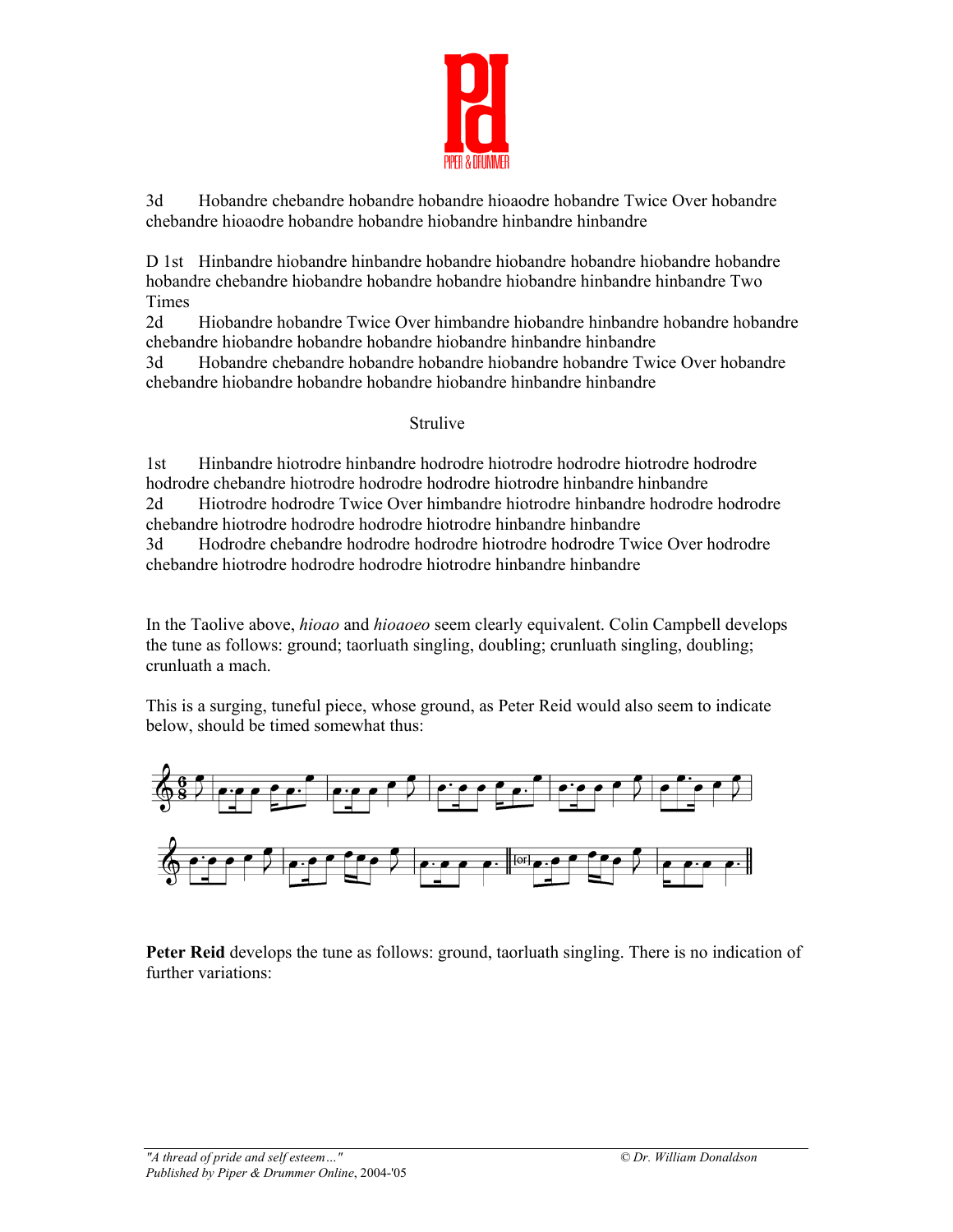3d Hobandre chebandre hobandre hobandre hioaodre hobandre Twice Over hobandre chebandre hioaodre hobandre hobandre hiobandre hinbandre hinbandre

D 1st Hinbandre hiobandre hinbandre hobandre hiobandre hobandre hiobandre hobandre hobandre chebandre hiobandre hobandre hobandre hiobandre hinbandre hinbandre Two Times

2d Hiobandre hobandre Twice Over himbandre hiobandre hinbandre hobandre hobandre chebandre hiobandre hobandre hobandre hiobandre hinbandre hinbandre

3d Hobandre chebandre hobandre hobandre hiobandre hobandre Twice Over hobandre chebandre hiobandre hobandre hobandre hiobandre hinbandre hinbandre

Strulive

1st Hinbandre hiotrodre hinbandre hodrodre hiotrodre hodrodre hiotrodre hodrodre hodrodre chebandre hiotrodre hodrodre hodrodre hiotrodre hinbandre hinbandre

2d Hiotrodre hodrodre Twice Over himbandre hiotrodre hinbandre hodrodre hodrodre chebandre hiotrodre hodrodre hodrodre hiotrodre hinbandre hinbandre

3d Hodrodre chebandre hodrodre hodrodre hiotrodre hodrodre Twice Over hodrodre chebandre hiotrodre hodrodre hodrodre hiotrodre hinbandre hinbandre

In the Taolive above, *hioao* and *hioaoeo* seem clearly equivalent. Colin Campbell develops the tune as follows: ground; taorluath singling, doubling; crunluath singling, doubling; crunluath a mach.

This is a surging, tuneful piece, whose ground, as Peter Reid would also seem to indicate below, should be timed somewhat thus:

**Peter Reid** develops the tune as follows: ground, taorluath singling. There is no indication of further variations: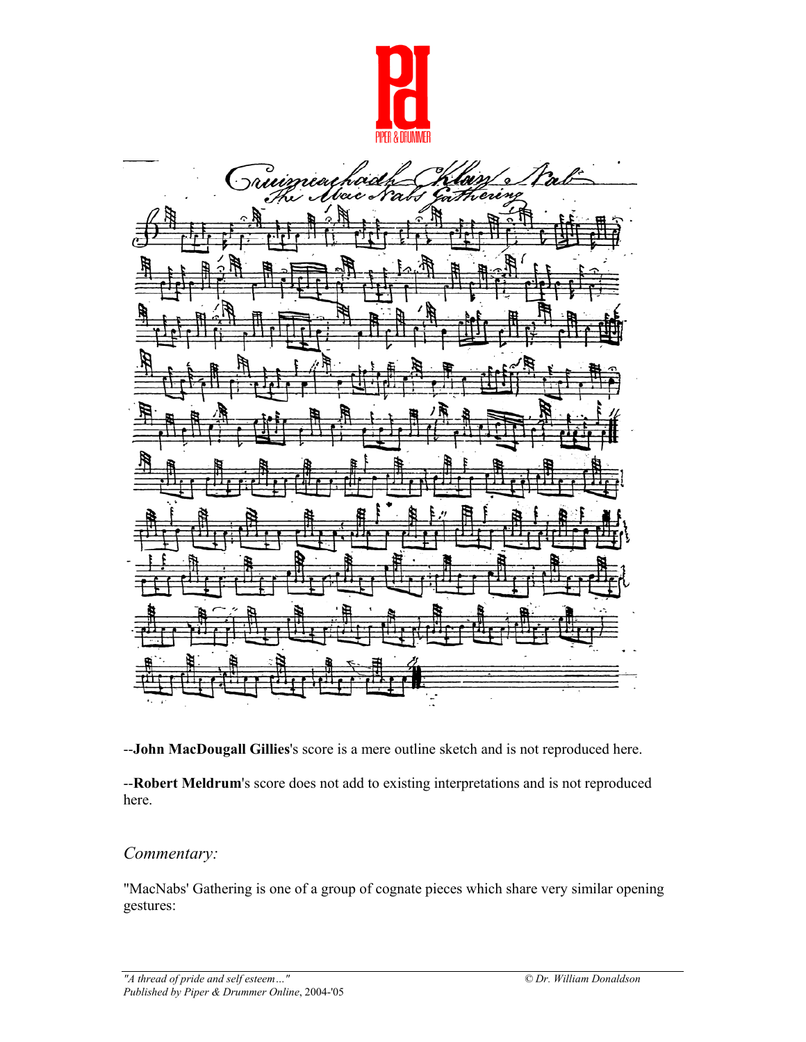--**John MacDougall Gillies**'s score is a mere outline sketch and is not reproduced here.

--**Robert Meldrum**'s score does not add to existing interpretations and is not reproduced here.

*Commentary:*

"MacNabs' Gathering is one of a group of cognate pieces which share very similar opening gestures: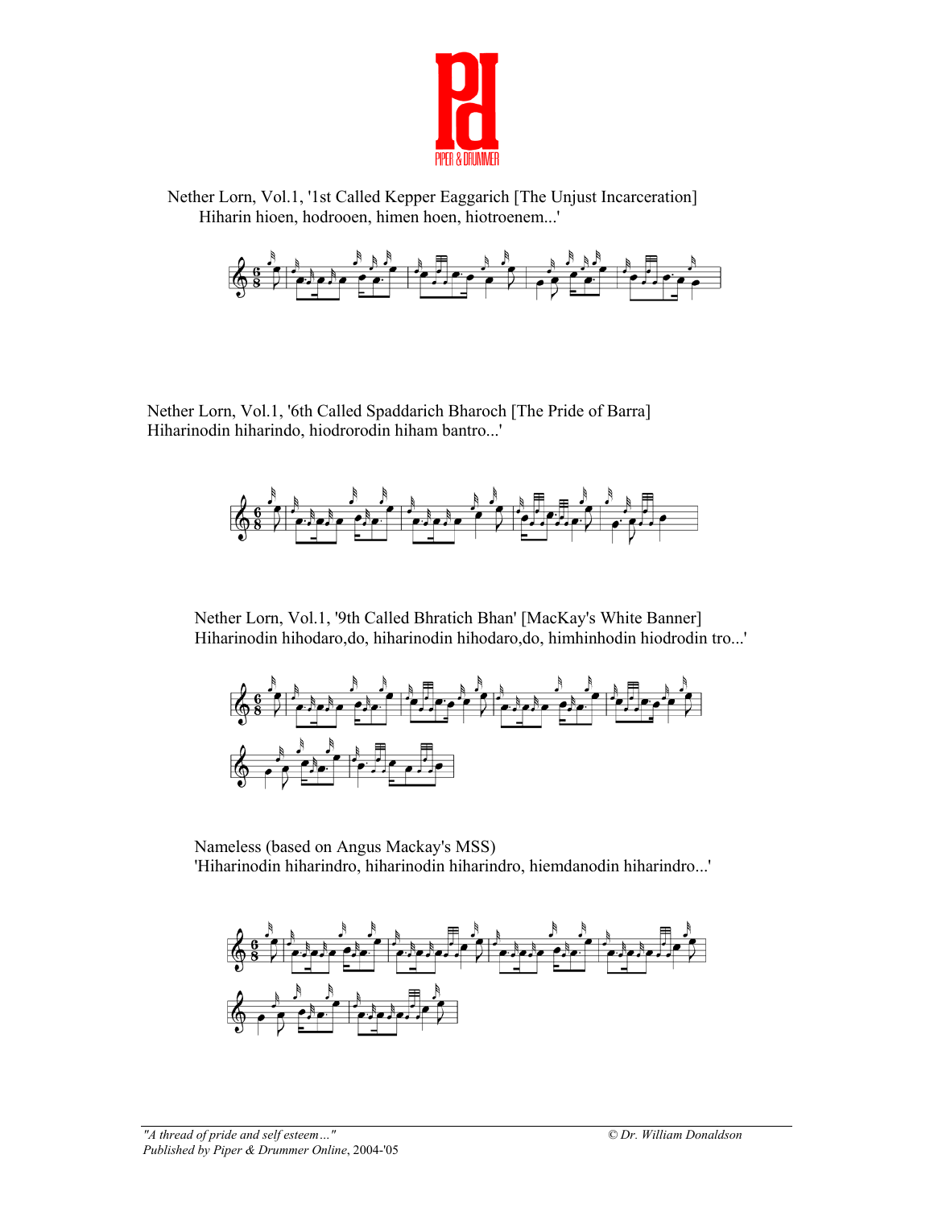Nether Lorn, Vol.1, '1st Called Kepper Eaggarich [The Unjust Incarceration] Hiharin hioen, hodrooen, himen hoen, hiotroenem...'

Nether Lorn, Vol.1, '6th Called Spaddarich Bharoch [The Pride of Barra] Hiharinodin hiharindo, hiodrorodin hiham bantro...'

Nether Lorn, Vol.1, '9th Called Bhratich Bhan' [MacKay's White Banner] Hiharinodin hihodaro,do, hiharinodin hihodaro,do, himhinhodin hiodrodin tro...'

Nameless (based on Angus Mackay's MSS) 'Hiharinodin hiharindro, hiharinodin hiharindro, hiemdanodin hiharindro...'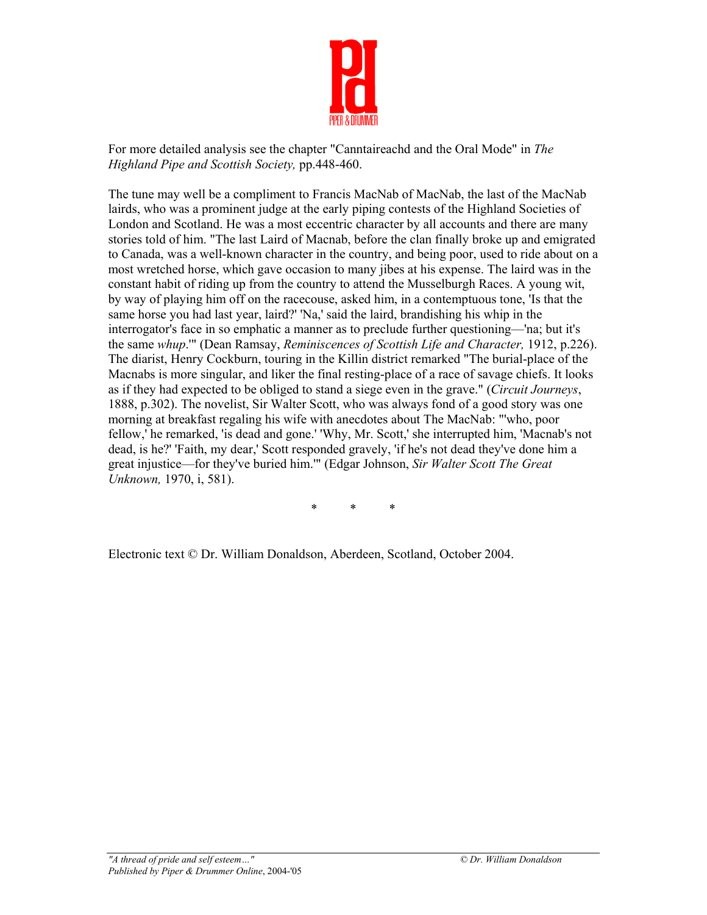For more detailed analysis see the chapter "Canntaireachd and the Oral Mode" in *The Highland Pipe and Scottish Society,* pp.448-460.

The tune may well be a compliment to Francis MacNab of MacNab, the last of the MacNab lairds, who was a prominent judge at the early piping contests of the Highland Societies of London and Scotland. He was a most eccentric character by all accounts and there are many stories told of him. "The last Laird of Macnab, before the clan finally broke up and emigrated to Canada, was a well-known character in the country, and being poor, used to ride about on a most wretched horse, which gave occasion to many jibes at his expense. The laird was in the constant habit of riding up from the country to attend the Musselburgh Races. A young wit, by way of playing him off on the racecouse, asked him, in a contemptuous tone, 'Is that the same horse you had last year, laird?' 'Na,' said the laird, brandishing his whip in the interrogator's face in so emphatic a manner as to preclude further questioning—'na; but it's the same *whup*.'" (Dean Ramsay, *Reminiscences of Scottish Life and Character,* 1912, p.226). The diarist, Henry Cockburn, touring in the Killin district remarked "The burial-place of the Macnabs is more singular, and liker the final resting-place of a race of savage chiefs. It looks as if they had expected to be obliged to stand a siege even in the grave." (*Circuit Journeys*, 1888, p.302). The novelist, Sir Walter Scott, who was always fond of a good story was one morning at breakfast regaling his wife with anecdotes about The MacNab: "'who, poor fellow,' he remarked, 'is dead and gone.' 'Why, Mr. Scott,' she interrupted him, 'Macnab's not dead, is he?' 'Faith, my dear,' Scott responded gravely, 'if he's not dead they've done him a great injustice—for they've buried him.'" (Edgar Johnson, *Sir Walter Scott The Great Unknown,* 1970, i, 581).

\*         \*         \*

Electronic text © Dr. William Donaldson, Aberdeen, Scotland, October 2004.